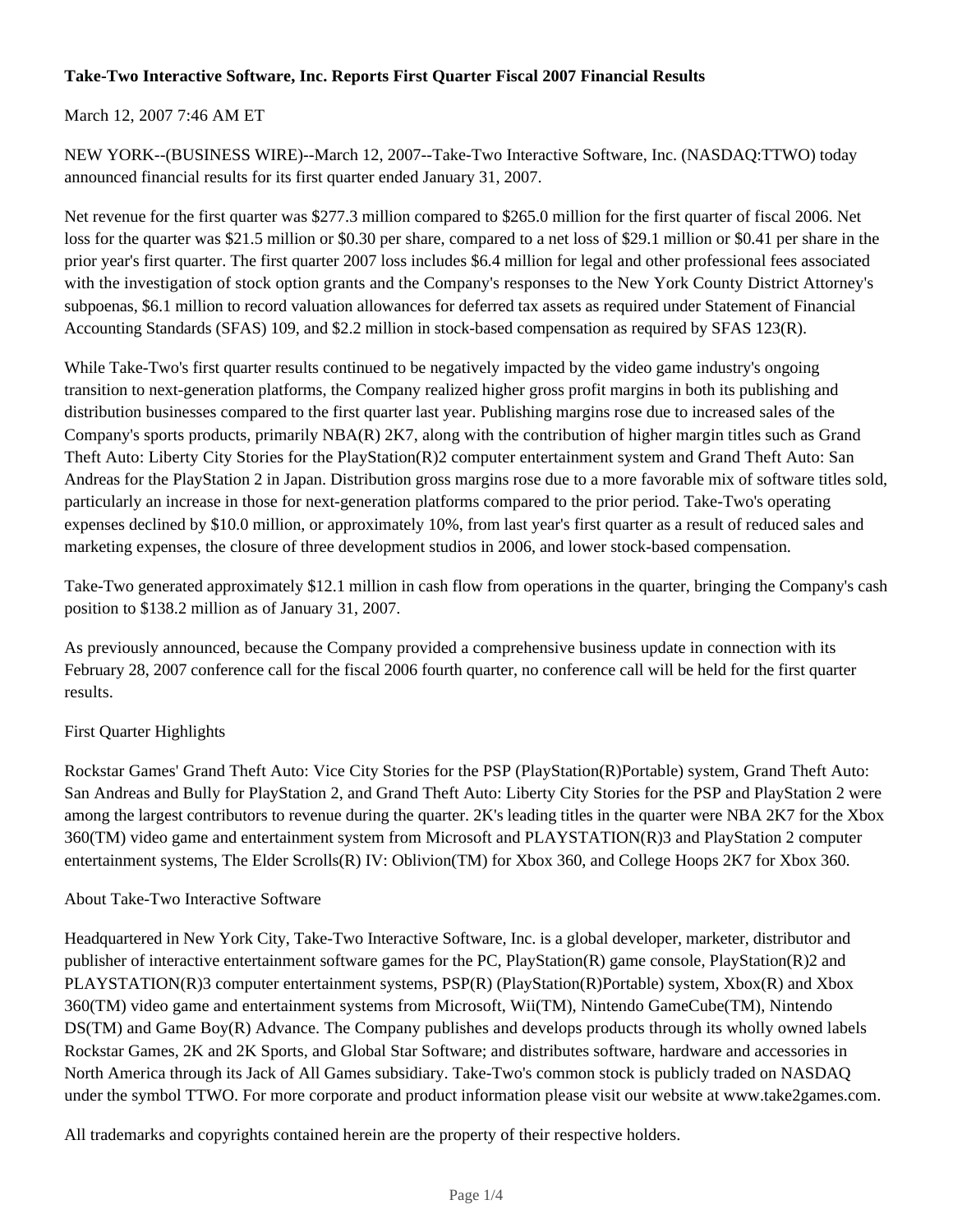# Take-Two Interactive Software, Inc. Reports First Quarter Fiscal 2007 Financial Results

March 12, 2007 7:46 AM ET

NEW YORK--(BUSINESS WIRE)--March 12, 2007--Take-Two Interactive Software, Inc. (NASDAQ:TTWO) today announced financial results for its first quarter ended January 31, 2007.

Net revenue for the first quarter was $277.3 million compared to $265.0 million for the first quarter of fiscal 2006. Net loss for the quarter was $21.5 million or $0.30 per share, compared to a net loss of $29.1 million or $0.41 per share in the prior year's first quarter. The first quarter 2007 loss includes $6.4 million for legal and other professional fees associated with the investigation of stock option grants and the Company's responses to the New York County District Attorney's subpoenas, $6.1 million to record valuation allowances for deferred tax assets as required under Statement of Financial Accounting Standards (SFAS) 109, and $2.2 million in stock-based compensation as required by SFAS 123(R).

While Take-Two's first quarter results continued to be negatively impacted by the video game industry's ongoing transition to next-generation platforms, the Company realized higher gross profit margins in both its publishing and distribution businesses compared to the first quarter last year. Publishing margins rose due to increased sales of the Company's sports products, primarily NBA(R) 2K7, along with the contribution of higher margin titles such as Grand Theft Auto: Liberty City Stories for the PlayStation(R)2 computer entertainment system and Grand Theft Auto: San Andreas for the PlayStation 2 in Japan. Distribution gross margins rose due to a more favorable mix of software titles sold, particularly an increase in those for next-generation platforms compared to the prior period. Take-Two's operating expenses declined by $10.0 million, or approximately 10%, from last year's first quarter as a result of reduced sales and marketing expenses, the closure of three development studios in 2006, and lower stock-based compensation.

Take-Two generated approximately $12.1 million in cash flow from operations in the quarter, bringing the Company's cash position to $138.2 million as of January 31, 2007.

As previously announced, because the Company provided a comprehensive business update in connection with its February 28, 2007 conference call for the fiscal 2006 fourth quarter, no conference call will be held for the first quarter results.

First Quarter Highlights

Rockstar Games' Grand Theft Auto: Vice City Stories for the PSP (PlayStation(R)Portable) system, Grand Theft Auto: San Andreas and Bully for PlayStation 2, and Grand Theft Auto: Liberty City Stories for the PSP and PlayStation 2 were among the largest contributors to revenue during the quarter. 2K's leading titles in the quarter were NBA 2K7 for the Xbox 360(TM) video game and entertainment system from Microsoft and PLAYSTATION(R)3 and PlayStation 2 computer entertainment systems, The Elder Scrolls(R) IV: Oblivion(TM) for Xbox 360, and College Hoops 2K7 for Xbox 360.

About Take-Two Interactive Software

Headquartered in New York City, Take-Two Interactive Software, Inc. is a global developer, marketer, distributor and publisher of interactive entertainment software games for the PC, PlayStation(R) game console, PlayStation(R)2 and PLAYSTATION(R)3 computer entertainment systems, PSP(R) (PlayStation(R)Portable) system, Xbox(R) and Xbox 360(TM) video game and entertainment systems from Microsoft, Wii(TM), Nintendo GameCube(TM), Nintendo DS(TM) and Game Boy(R) Advance. The Company publishes and develops products through its wholly owned labels Rockstar Games, 2K and 2K Sports, and Global Star Software; and distributes software, hardware and accessories in North America through its Jack of All Games subsidiary. Take-Two's common stock is publicly traded on NASDAQ under the symbol TTWO. For more corporate and product information please visit our website at www.take2games.com.

All trademarks and copyrights contained herein are the property of their respective holders.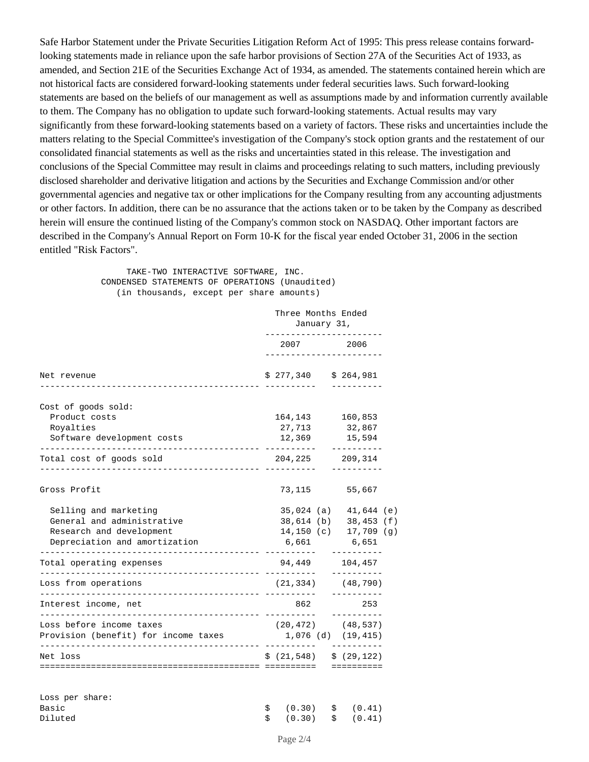Safe Harbor Statement under the Private Securities Litigation Reform Act of 1995: This press release contains forward-looking statements made in reliance upon the safe harbor provisions of Section 27A of the Securities Act of 1933, as amended, and Section 21E of the Securities Exchange Act of 1934, as amended. The statements contained herein which are not historical facts are considered forward-looking statements under federal securities laws. Such forward-looking statements are based on the beliefs of our management as well as assumptions made by and information currently available to them. The Company has no obligation to update such forward-looking statements. Actual results may vary significantly from these forward-looking statements based on a variety of factors. These risks and uncertainties include the matters relating to the Special Committee's investigation of the Company's stock option grants and the restatement of our consolidated financial statements as well as the risks and uncertainties stated in this release. The investigation and conclusions of the Special Committee may result in claims and proceedings relating to such matters, including previously disclosed shareholder and derivative litigation and actions by the Securities and Exchange Commission and/or other governmental agencies and negative tax or other implications for the Company resulting from any accounting adjustments or other factors. In addition, there can be no assurance that the actions taken or to be taken by the Company as described herein will ensure the continued listing of the Company's common stock on NASDAQ. Other important factors are described in the Company's Annual Report on Form 10-K for the fiscal year ended October 31, 2006 in the section entitled "Risk Factors".

TAKE-TWO INTERACTIVE SOFTWARE, INC.
CONDENSED STATEMENTS OF OPERATIONS (Unaudited)
(in thousands, except per share amounts)

| | Three Months Ended January 31, | |
|---|---|---|
| | 2007 | 2006 |
| Net revenue | $ 277,340 | $ 264,981 |
| Cost of goods sold: | | |
| Product costs | 164,143 | 160,853 |
| Royalties | 27,713 | 32,867 |
| Software development costs | 12,369 | 15,594 |
| Total cost of goods sold | 204,225 | 209,314 |
| Gross Profit | 73,115 | 55,667 |
| Selling and marketing | 35,024 (a) | 41,644 (e) |
| General and administrative | 38,614 (b) | 38,453 (f) |
| Research and development | 14,150 (c) | 17,709 (g) |
| Depreciation and amortization | 6,661 | 6,651 |
| Total operating expenses | 94,449 | 104,457 |
| Loss from operations | (21,334) | (48,790) |
| Interest income, net | 862 | 253 |
| Loss before income taxes | (20,472) | (48,537) |
| Provision (benefit) for income taxes | 1,076 (d) | (19,415) |
| Net loss | $ (21,548) | $ (29,122) |
| Loss per share: | | |
| Basic | $ (0.30) | $ (0.41) |
| Diluted | $ (0.30) | $ (0.41) |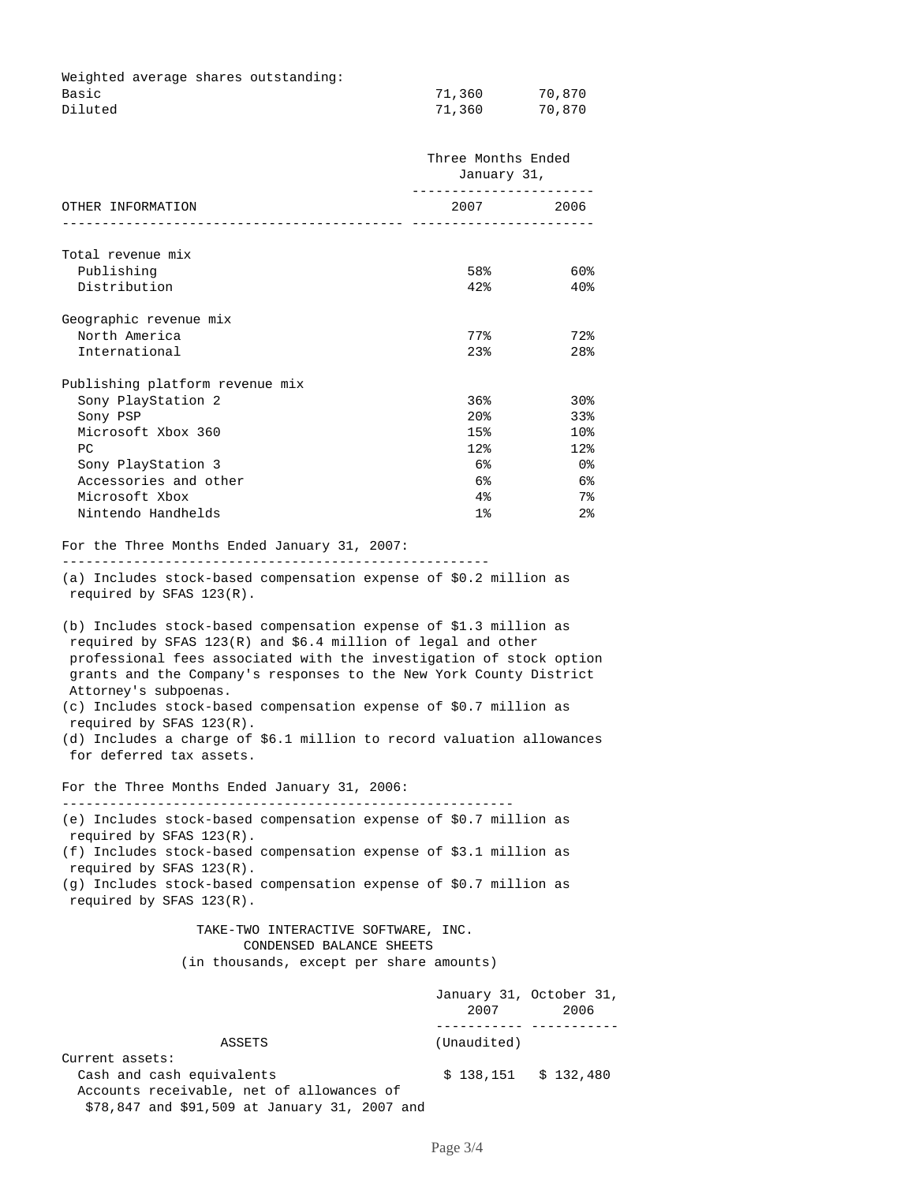| | | |
|---|---|---|
| Weighted average shares outstanding: | | |
| Basic | 71,360 | 70,870 |
| Diluted | 71,360 | 70,870 |

| OTHER INFORMATION | Three Months Ended January 31, 2007 | 2006 |
|---|---|---|
| Total revenue mix | | |
| Publishing | 58% | 60% |
| Distribution | 42% | 40% |
| Geographic revenue mix | | |
| North America | 77% | 72% |
| International | 23% | 28% |
| Publishing platform revenue mix | | |
| Sony PlayStation 2 | 36% | 30% |
| Sony PSP | 20% | 33% |
| Microsoft Xbox 360 | 15% | 10% |
| PC | 12% | 12% |
| Sony PlayStation 3 | 6% | 0% |
| Accessories and other | 6% | 6% |
| Microsoft Xbox | 4% | 7% |
| Nintendo Handhelds | 1% | 2% |

For the Three Months Ended January 31, 2007:

(a) Includes stock-based compensation expense of $0.2 million as required by SFAS 123(R).

(b) Includes stock-based compensation expense of $1.3 million as required by SFAS 123(R) and $6.4 million of legal and other professional fees associated with the investigation of stock option grants and the Company's responses to the New York County District Attorney's subpoenas.

(c) Includes stock-based compensation expense of $0.7 million as required by SFAS 123(R).

(d) Includes a charge of $6.1 million to record valuation allowances for deferred tax assets.

For the Three Months Ended January 31, 2006:

(e) Includes stock-based compensation expense of $0.7 million as required by SFAS 123(R).

(f) Includes stock-based compensation expense of $3.1 million as required by SFAS 123(R).

(g) Includes stock-based compensation expense of $0.7 million as required by SFAS 123(R).

TAKE-TWO INTERACTIVE SOFTWARE, INC.
CONDENSED BALANCE SHEETS
(in thousands, except per share amounts)

| ASSETS | January 31, 2007 (Unaudited) | October 31, 2006 |
|---|---|---|
| Current assets: | | |
| Cash and cash equivalents | $ 138,151 | $ 132,480 |
| Accounts receivable, net of allowances of $78,847 and $91,509 at January 31, 2007 and | | |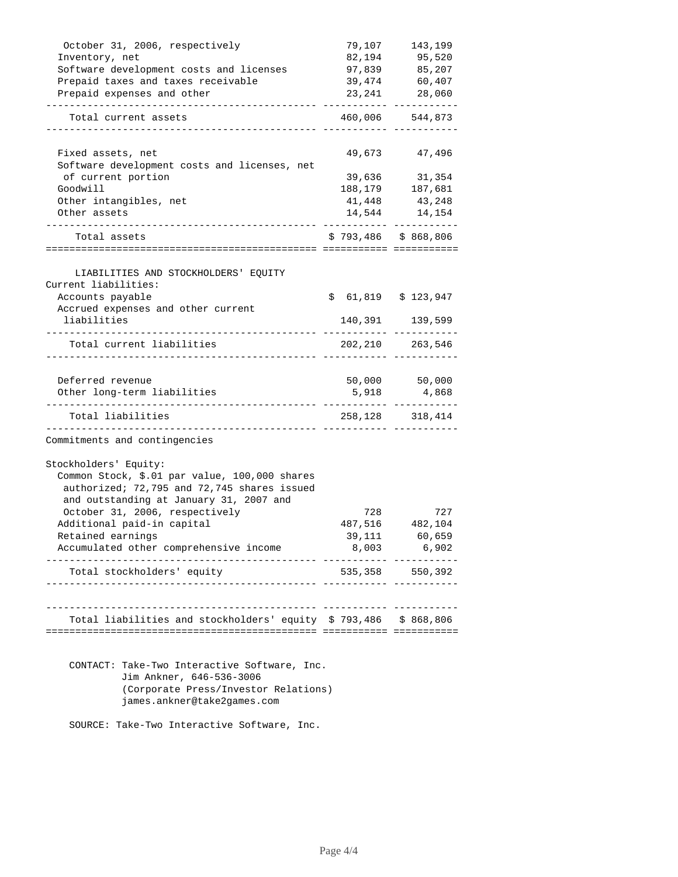| | | |
|---|---|---|
| October 31, 2006, respectively | 79,107 | 143,199 |
| Inventory, net | 82,194 | 95,520 |
| Software development costs and licenses | 97,839 | 85,207 |
| Prepaid taxes and taxes receivable | 39,474 | 60,407 |
| Prepaid expenses and other | 23,241 | 28,060 |
| Total current assets | 460,006 | 544,873 |
| Fixed assets, net | 49,673 | 47,496 |
| Software development costs and licenses, net of current portion | 39,636 | 31,354 |
| Goodwill | 188,179 | 187,681 |
| Other intangibles, net | 41,448 | 43,248 |
| Other assets | 14,544 | 14,154 |
| Total assets | $ 793,486 | $ 868,806 |
| LIABILITIES AND STOCKHOLDERS' EQUITY | | |
| Current liabilities: | | |
| Accounts payable | $ 61,819 | $ 123,947 |
| Accrued expenses and other current liabilities | 140,391 | 139,599 |
| Total current liabilities | 202,210 | 263,546 |
| Deferred revenue | 50,000 | 50,000 |
| Other long-term liabilities | 5,918 | 4,868 |
| Total liabilities | 258,128 | 318,414 |
| Commitments and contingencies | | |
| Stockholders' Equity: | | |
| Common Stock, $.01 par value, 100,000 shares authorized; 72,795 and 72,745 shares issued and outstanding at January 31, 2007 and October 31, 2006, respectively | 728 | 727 |
| Additional paid-in capital | 487,516 | 482,104 |
| Retained earnings | 39,111 | 60,659 |
| Accumulated other comprehensive income | 8,003 | 6,902 |
| Total stockholders' equity | 535,358 | 550,392 |
| Total liabilities and stockholders' equity | $ 793,486 | $ 868,806 |

CONTACT: Take-Two Interactive Software, Inc.
Jim Ankner, 646-536-3006
(Corporate Press/Investor Relations)
james.ankner@take2games.com

SOURCE: Take-Two Interactive Software, Inc.